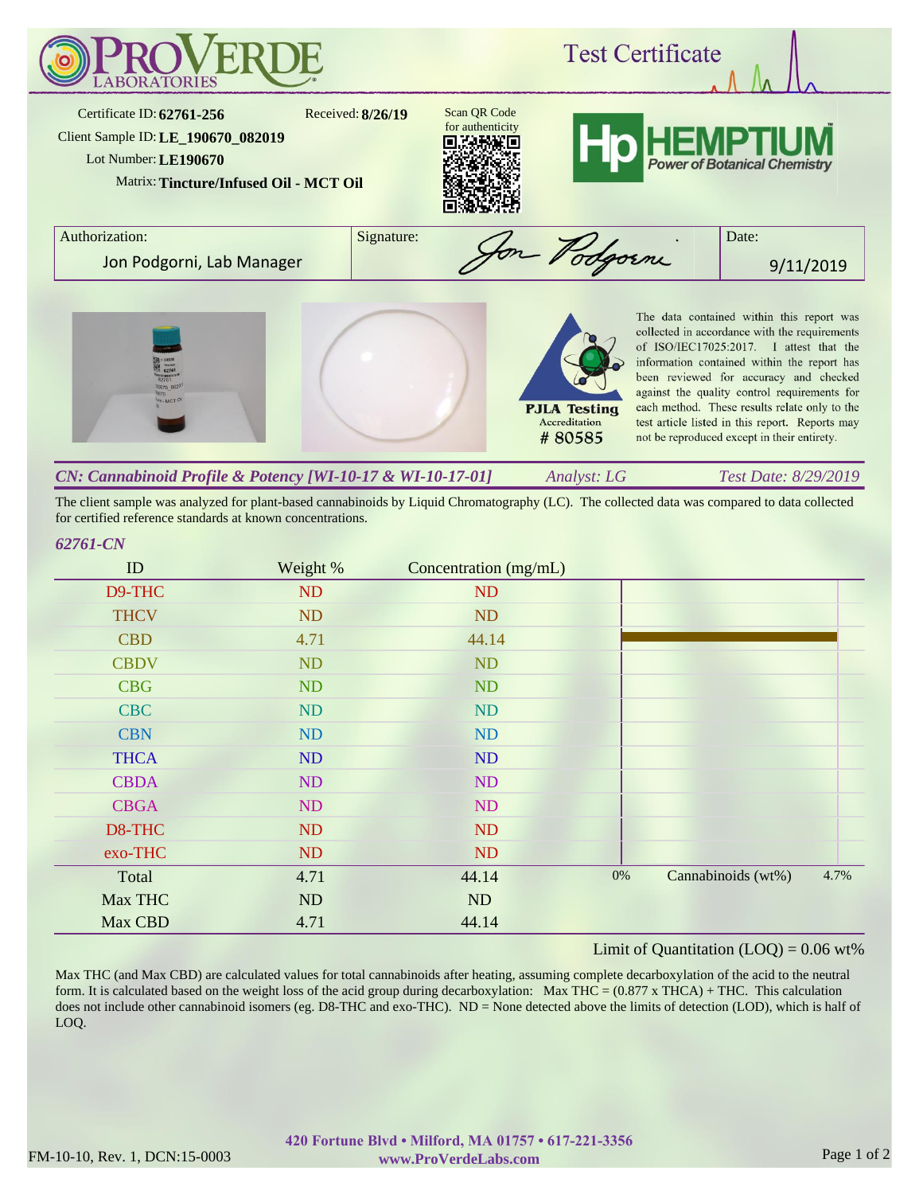# PROVERDE LABORATORIES

## Test Certificate

Certificate ID: **62761-256**  
Received: **8/26/19**  
Client Sample ID: **LE_190670_082019**  
Lot Number: **LE190670**  
Matrix: **Tincture/Infused Oil - MCT Oil**

Scan QR Code for authenticity

**HEMPTIUM** — Power of Botanical Chemistry

| Authorization: | Signature: | Date: |
|---|---|---|
| Jon Podgorni, Lab Manager | Jon Podgorni | 9/11/2019 |

PJLA Testing Accreditation # 80585

The data contained within this report was collected in accordance with the requirements of ISO/IEC17025:2017. I attest that the information contained within the report has been reviewed for accuracy and checked against the quality control requirements for each method. These results relate only to the test article listed in this report. Reports may not be reproduced except in their entirety.

### *CN: Cannabinoid Profile & Potency [WI-10-17 & WI-10-17-01]*

*Analyst: LG* — *Test Date: 8/29/2019*

The client sample was analyzed for plant-based cannabinoids by Liquid Chromatography (LC). The collected data was compared to data collected for certified reference standards at known concentrations.

*62761-CN*

| ID | Weight % | Concentration (mg/mL) |
|---|---|---|
| D9-THC | ND | ND |
| THCV | ND | ND |
| CBD | 4.71 | 44.14 |
| CBDV | ND | ND |
| CBG | ND | ND |
| CBC | ND | ND |
| CBN | ND | ND |
| THCA | ND | ND |
| CBDA | ND | ND |
| CBGA | ND | ND |
| D8-THC | ND | ND |
| exo-THC | ND | ND |
| Total | 4.71 | 44.14 |
| Max THC | ND | ND |
| Max CBD | 4.71 | 44.14 |

Chart: Cannabinoids (wt%), 0% – 4.7%

Limit of Quantitation (LOQ) = 0.06 wt%

Max THC (and Max CBD) are calculated values for total cannabinoids after heating, assuming complete decarboxylation of the acid to the neutral form. It is calculated based on the weight loss of the acid group during decarboxylation: Max THC = (0.877 x THCA) + THC. This calculation does not include other cannabinoid isomers (eg. D8-THC and exo-THC). ND = None detected above the limits of detection (LOD), which is half of LOQ.

FM-10-10, Rev. 1, DCN:15-0003

420 Fortune Blvd • Milford, MA 01757 • 617-221-3356  
www.ProVerdeLabs.com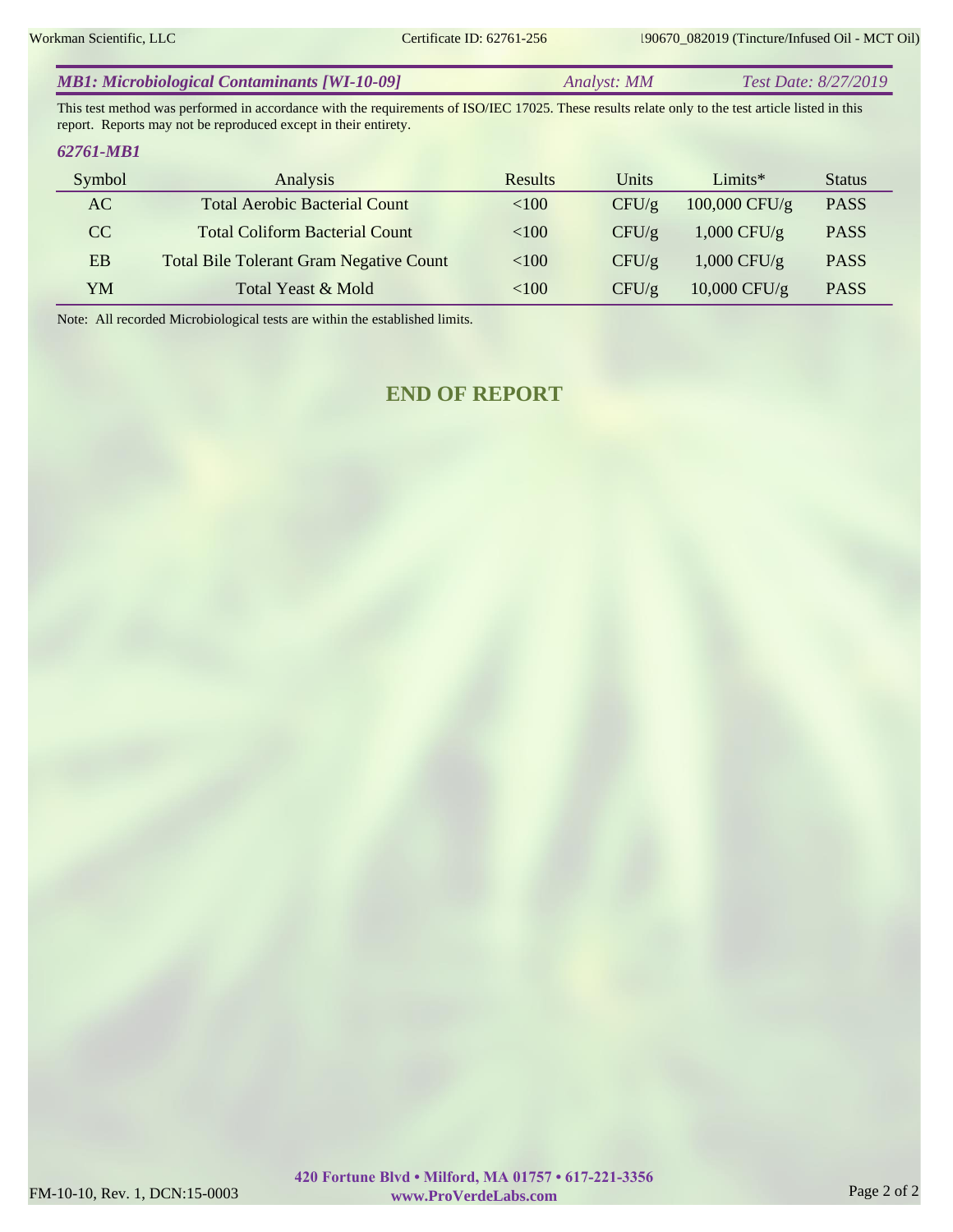## *MB1: Microbiological Contaminants [WI-10-09]* *Analyst: MM* *Test Date: 8/27/2019*

This test method was performed in accordance with the requirements of ISO/IEC 17025. These results relate only to the test article listed in this report. Reports may not be reproduced except in their entirety.

### *62761-MB1*

| Symbol | Analysis | Results | Units | Limits* | Status |
|---|---|---|---|---|---|
| AC | Total Aerobic Bacterial Count | <100 | CFU/g | 100,000 CFU/g | PASS |
| CC | Total Coliform Bacterial Count | <100 | CFU/g | 1,000 CFU/g | PASS |
| EB | Total Bile Tolerant Gram Negative Count | <100 | CFU/g | 1,000 CFU/g | PASS |
| YM | Total Yeast & Mold | <100 | CFU/g | 10,000 CFU/g | PASS |

Note: All recorded Microbiological tests are within the established limits.

## END OF REPORT

**420 Fortune Blvd • Milford, MA 01757 • 617-221-3356**
**www.ProVerdeLabs.com**

FM-10-10, Rev. 1, DCN:15-0003